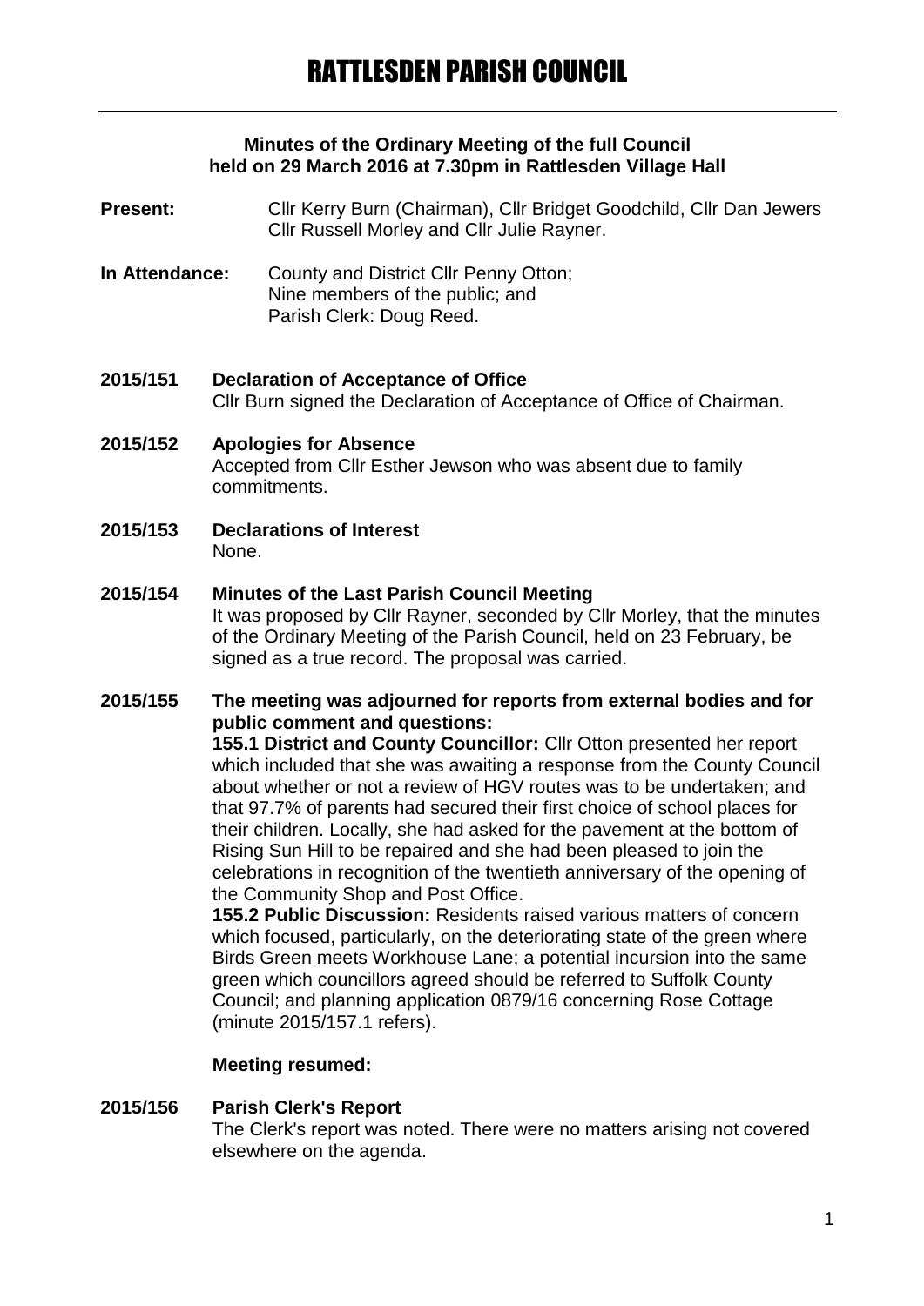# RATTLESDEN PARISH COUNCIL

**Minutes of the Ordinary Meeting of the full Council held on 29 March 2016 at 7.30pm in Rattlesden Village Hall**

**Present:** Cllr Kerry Burn (Chairman), Cllr Bridget Goodchild, Cllr Dan Jewers Cllr Russell Morley and Cllr Julie Rayner.

**In Attendance:** County and District Cllr Penny Otton; Nine members of the public; and Parish Clerk: Doug Reed.

**2015/151 Declaration of Acceptance of Office**
Cllr Burn signed the Declaration of Acceptance of Office of Chairman.

**2015/152 Apologies for Absence**
Accepted from Cllr Esther Jewson who was absent due to family commitments.

**2015/153 Declarations of Interest**
None.

**2015/154 Minutes of the Last Parish Council Meeting**
It was proposed by Cllr Rayner, seconded by Cllr Morley, that the minutes of the Ordinary Meeting of the Parish Council, held on 23 February, be signed as a true record. The proposal was carried.

**2015/155 The meeting was adjourned for reports from external bodies and for public comment and questions:**

**155.1 District and County Councillor:** Cllr Otton presented her report which included that she was awaiting a response from the County Council about whether or not a review of HGV routes was to be undertaken; and that 97.7% of parents had secured their first choice of school places for their children. Locally, she had asked for the pavement at the bottom of Rising Sun Hill to be repaired and she had been pleased to join the celebrations in recognition of the twentieth anniversary of the opening of the Community Shop and Post Office.

**155.2 Public Discussion:** Residents raised various matters of concern which focused, particularly, on the deteriorating state of the green where Birds Green meets Workhouse Lane; a potential incursion into the same green which councillors agreed should be referred to Suffolk County Council; and planning application 0879/16 concerning Rose Cottage (minute 2015/157.1 refers).

**Meeting resumed:**

**2015/156 Parish Clerk's Report**
The Clerk's report was noted. There were no matters arising not covered elsewhere on the agenda.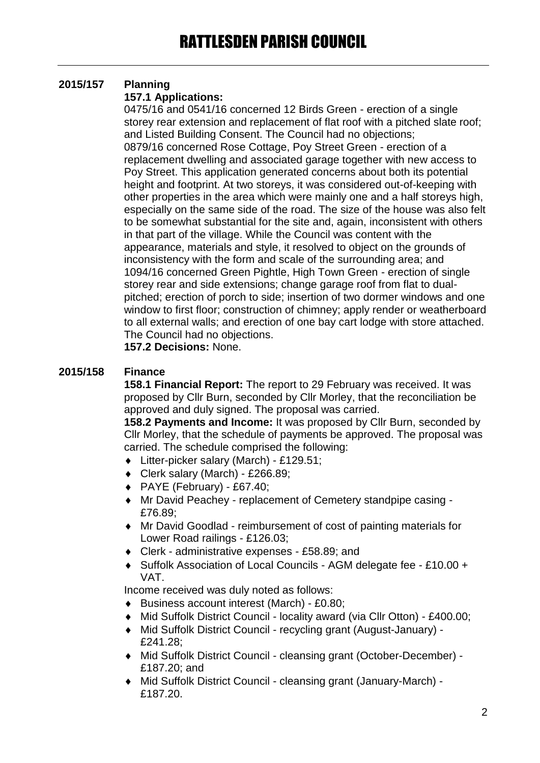## 2015/157 Planning

**157.1 Applications:**

0475/16 and 0541/16 concerned 12 Birds Green - erection of a single storey rear extension and replacement of flat roof with a pitched slate roof; and Listed Building Consent. The Council had no objections;

0879/16 concerned Rose Cottage, Poy Street Green - erection of a replacement dwelling and associated garage together with new access to Poy Street. This application generated concerns about both its potential height and footprint. At two storeys, it was considered out-of-keeping with other properties in the area which were mainly one and a half storeys high, especially on the same side of the road. The size of the house was also felt to be somewhat substantial for the site and, again, inconsistent with others in that part of the village. While the Council was content with the appearance, materials and style, it resolved to object on the grounds of inconsistency with the form and scale of the surrounding area; and

1094/16 concerned Green Pightle, High Town Green - erection of single storey rear and side extensions; change garage roof from flat to dual-pitched; erection of porch to side; insertion of two dormer windows and one window to first floor; construction of chimney; apply render or weatherboard to all external walls; and erection of one bay cart lodge with store attached. The Council had no objections.

**157.2 Decisions:** None.

## 2015/158 Finance

**158.1 Financial Report:** The report to 29 February was received. It was proposed by Cllr Burn, seconded by Cllr Morley, that the reconciliation be approved and duly signed. The proposal was carried.

**158.2 Payments and Income:** It was proposed by Cllr Burn, seconded by Cllr Morley, that the schedule of payments be approved. The proposal was carried. The schedule comprised the following:

- Litter-picker salary (March) - £129.51;
- Clerk salary (March) - £266.89;
- PAYE (February) - £67.40;
- Mr David Peachey - replacement of Cemetery standpipe casing - £76.89;
- Mr David Goodlad - reimbursement of cost of painting materials for Lower Road railings - £126.03;
- Clerk - administrative expenses - £58.89; and
- Suffolk Association of Local Councils - AGM delegate fee - £10.00 + VAT.

Income received was duly noted as follows:

- Business account interest (March) - £0.80;
- Mid Suffolk District Council - locality award (via Cllr Otton) - £400.00;
- Mid Suffolk District Council - recycling grant (August-January) - £241.28;
- Mid Suffolk District Council - cleansing grant (October-December) - £187.20; and
- Mid Suffolk District Council - cleansing grant (January-March) - £187.20.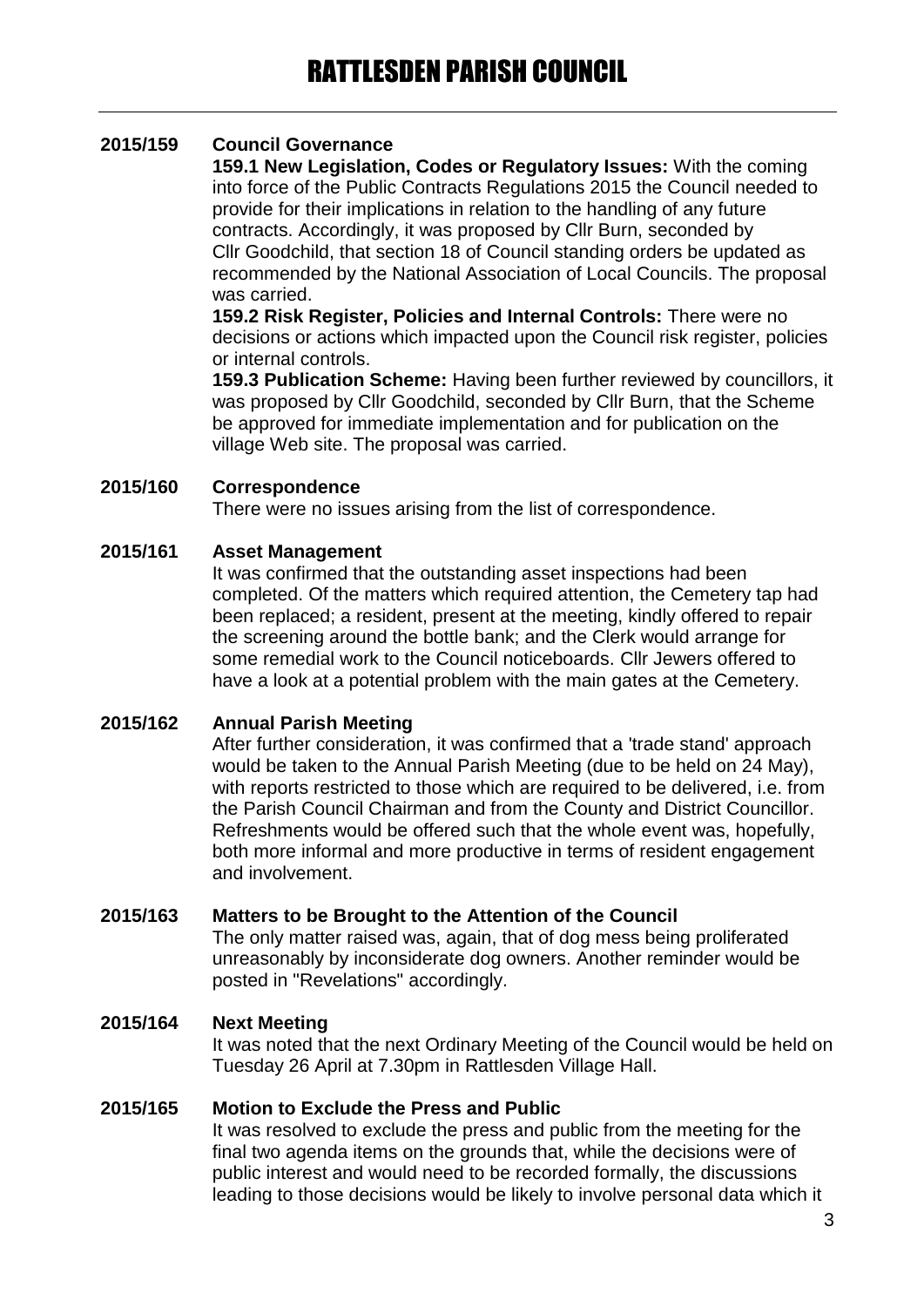**2015/159 Council Governance**

**159.1 New Legislation, Codes or Regulatory Issues:** With the coming into force of the Public Contracts Regulations 2015 the Council needed to provide for their implications in relation to the handling of any future contracts. Accordingly, it was proposed by Cllr Burn, seconded by Cllr Goodchild, that section 18 of Council standing orders be updated as recommended by the National Association of Local Councils. The proposal was carried.

**159.2 Risk Register, Policies and Internal Controls:** There were no decisions or actions which impacted upon the Council risk register, policies or internal controls.

**159.3 Publication Scheme:** Having been further reviewed by councillors, it was proposed by Cllr Goodchild, seconded by Cllr Burn, that the Scheme be approved for immediate implementation and for publication on the village Web site. The proposal was carried.

**2015/160 Correspondence**

There were no issues arising from the list of correspondence.

**2015/161 Asset Management**

It was confirmed that the outstanding asset inspections had been completed. Of the matters which required attention, the Cemetery tap had been replaced; a resident, present at the meeting, kindly offered to repair the screening around the bottle bank; and the Clerk would arrange for some remedial work to the Council noticeboards. Cllr Jewers offered to have a look at a potential problem with the main gates at the Cemetery.

**2015/162 Annual Parish Meeting**

After further consideration, it was confirmed that a 'trade stand' approach would be taken to the Annual Parish Meeting (due to be held on 24 May), with reports restricted to those which are required to be delivered, i.e. from the Parish Council Chairman and from the County and District Councillor. Refreshments would be offered such that the whole event was, hopefully, both more informal and more productive in terms of resident engagement and involvement.

**2015/163 Matters to be Brought to the Attention of the Council**

The only matter raised was, again, that of dog mess being proliferated unreasonably by inconsiderate dog owners. Another reminder would be posted in "Revelations" accordingly.

**2015/164 Next Meeting**

It was noted that the next Ordinary Meeting of the Council would be held on Tuesday 26 April at 7.30pm in Rattlesden Village Hall.

**2015/165 Motion to Exclude the Press and Public**

It was resolved to exclude the press and public from the meeting for the final two agenda items on the grounds that, while the decisions were of public interest and would need to be recorded formally, the discussions leading to those decisions would be likely to involve personal data which it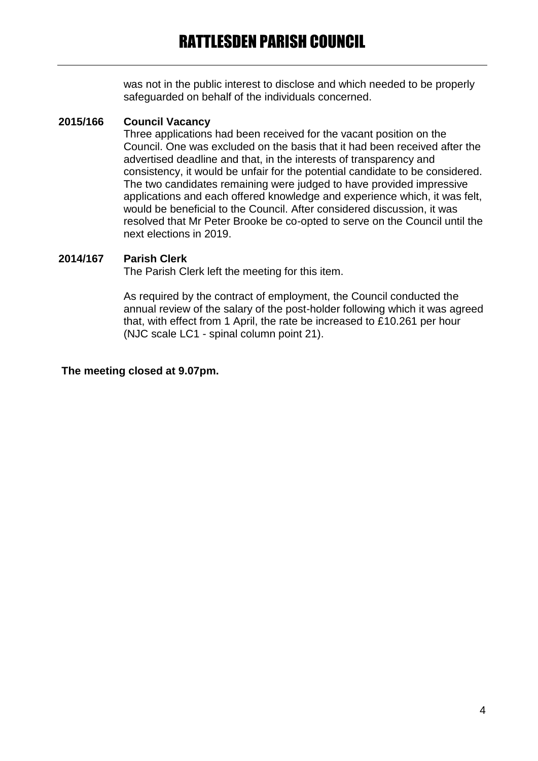was not in the public interest to disclose and which needed to be properly safeguarded on behalf of the individuals concerned.

**2015/166 Council Vacancy**

Three applications had been received for the vacant position on the Council. One was excluded on the basis that it had been received after the advertised deadline and that, in the interests of transparency and consistency, it would be unfair for the potential candidate to be considered. The two candidates remaining were judged to have provided impressive applications and each offered knowledge and experience which, it was felt, would be beneficial to the Council. After considered discussion, it was resolved that Mr Peter Brooke be co-opted to serve on the Council until the next elections in 2019.

**2014/167 Parish Clerk**

The Parish Clerk left the meeting for this item.

As required by the contract of employment, the Council conducted the annual review of the salary of the post-holder following which it was agreed that, with effect from 1 April, the rate be increased to £10.261 per hour (NJC scale LC1 - spinal column point 21).

**The meeting closed at 9.07pm.**